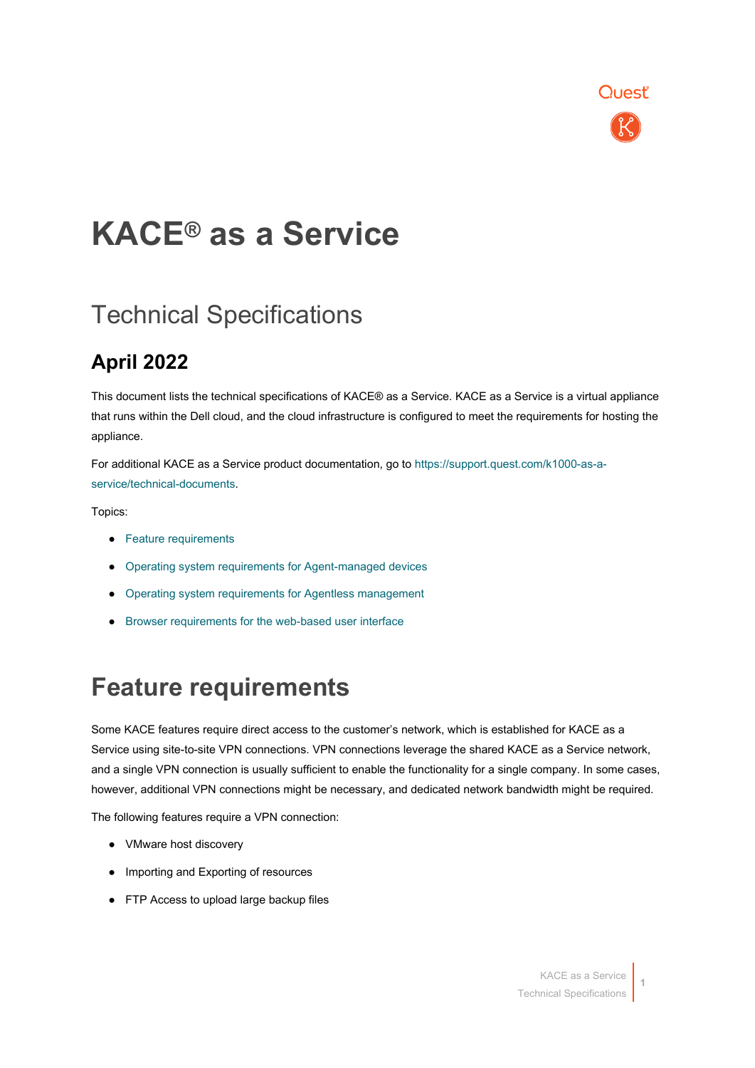# KACE® as a Service

## Technical Specifications

### April 2022

This document lists the technical specifications of KACE® as a Service. KACE as a Service is a virtual appliance that runs within the Dell cloud, and the cloud infrastructure is configured to meet the requirements for hosting the appliance.

For additional KACE as a Service product documentation, go to https://support.quest.com/k1000-as-a-service/technical-documents.

Topics:

- Feature requirements
- Operating system requirements for Agent-managed devices
- Operating system requirements for Agentless management
- Browser requirements for the web-based user interface

# Feature requirements

Some KACE features require direct access to the customer's network, which is established for KACE as a Service using site-to-site VPN connections. VPN connections leverage the shared KACE as a Service network, and a single VPN connection is usually sufficient to enable the functionality for a single company. In some cases, however, additional VPN connections might be necessary, and dedicated network bandwidth might be required.

The following features require a VPN connection:

- VMware host discovery
- Importing and Exporting of resources
- FTP Access to upload large backup files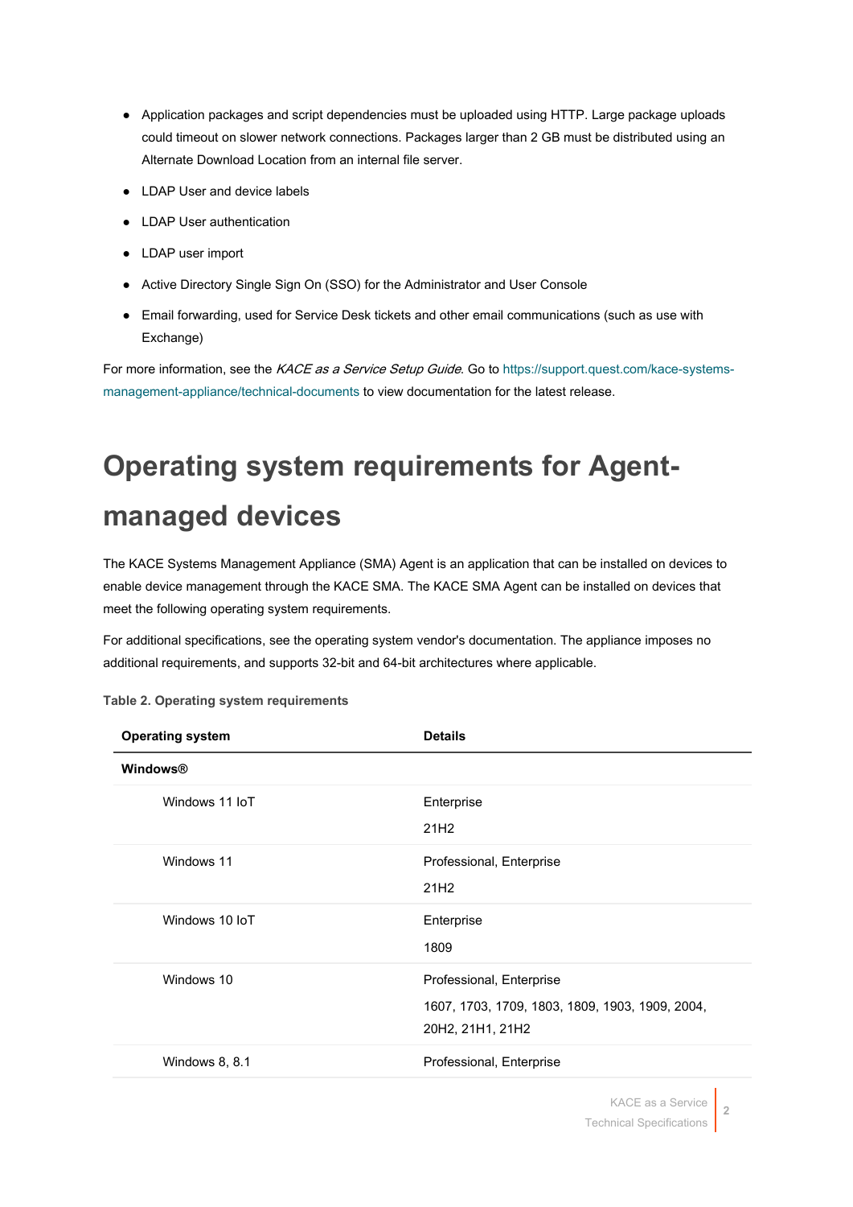- Application packages and script dependencies must be uploaded using HTTP. Large package uploads could timeout on slower network connections. Packages larger than 2 GB must be distributed using an Alternate Download Location from an internal file server.
- LDAP User and device labels
- LDAP User authentication
- LDAP user import
- Active Directory Single Sign On (SSO) for the Administrator and User Console
- Email forwarding, used for Service Desk tickets and other email communications (such as use with Exchange)

For more information, see the *KACE as a Service Setup Guide*. Go to https://support.quest.com/kace-systems-management-appliance/technical-documents to view documentation for the latest release.

# Operating system requirements for Agent-managed devices

The KACE Systems Management Appliance (SMA) Agent is an application that can be installed on devices to enable device management through the KACE SMA. The KACE SMA Agent can be installed on devices that meet the following operating system requirements.

For additional specifications, see the operating system vendor's documentation. The appliance imposes no additional requirements, and supports 32-bit and 64-bit architectures where applicable.

**Table 2. Operating system requirements**

| Operating system | Details |
|---|---|
| **Windows®** | |
| Windows 11 IoT | Enterprise<br>21H2 |
| Windows 11 | Professional, Enterprise<br>21H2 |
| Windows 10 IoT | Enterprise<br>1809 |
| Windows 10 | Professional, Enterprise<br>1607, 1703, 1709, 1803, 1809, 1903, 1909, 2004, 20H2, 21H1, 21H2 |
| Windows 8, 8.1 | Professional, Enterprise |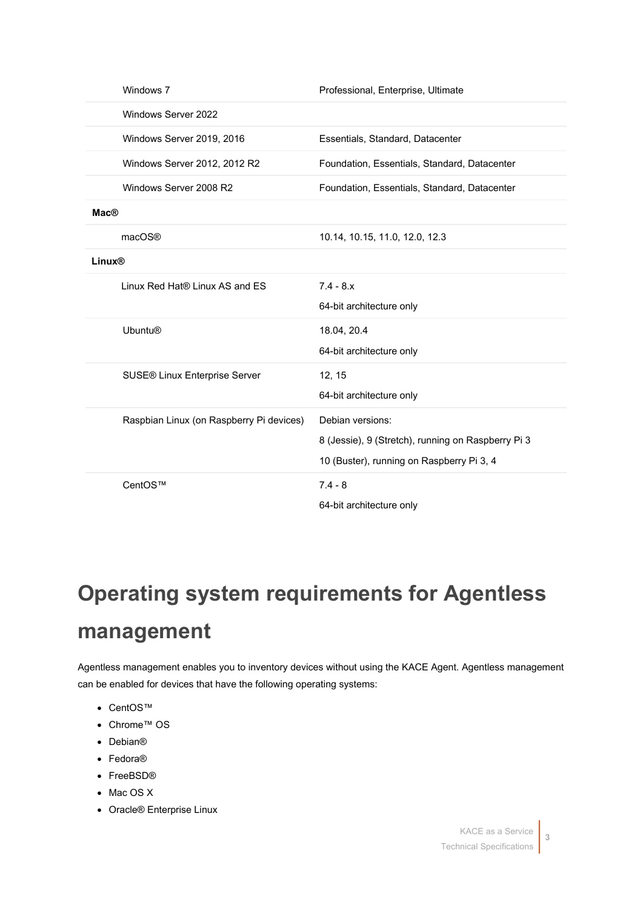| | |
|---|---|
| Windows 7 | Professional, Enterprise, Ultimate |
| Windows Server 2022 | |
| Windows Server 2019, 2016 | Essentials, Standard, Datacenter |
| Windows Server 2012, 2012 R2 | Foundation, Essentials, Standard, Datacenter |
| Windows Server 2008 R2 | Foundation, Essentials, Standard, Datacenter |
| **Mac®** | |
| macOS® | 10.14, 10.15, 11.0, 12.0, 12.3 |
| **Linux®** | |
| Linux Red Hat® Linux AS and ES | 7.4 - 8.x<br>64-bit architecture only |
| Ubuntu® | 18.04, 20.4<br>64-bit architecture only |
| SUSE® Linux Enterprise Server | 12, 15<br>64-bit architecture only |
| Raspbian Linux (on Raspberry Pi devices) | Debian versions:<br>8 (Jessie), 9 (Stretch), running on Raspberry Pi 3<br>10 (Buster), running on Raspberry Pi 3, 4 |
| CentOS™ | 7.4 - 8<br>64-bit architecture only |

# Operating system requirements for Agentless management

Agentless management enables you to inventory devices without using the KACE Agent. Agentless management can be enabled for devices that have the following operating systems:

- CentOS™
- Chrome™ OS
- Debian®
- Fedora®
- FreeBSD®
- Mac OS X
- Oracle® Enterprise Linux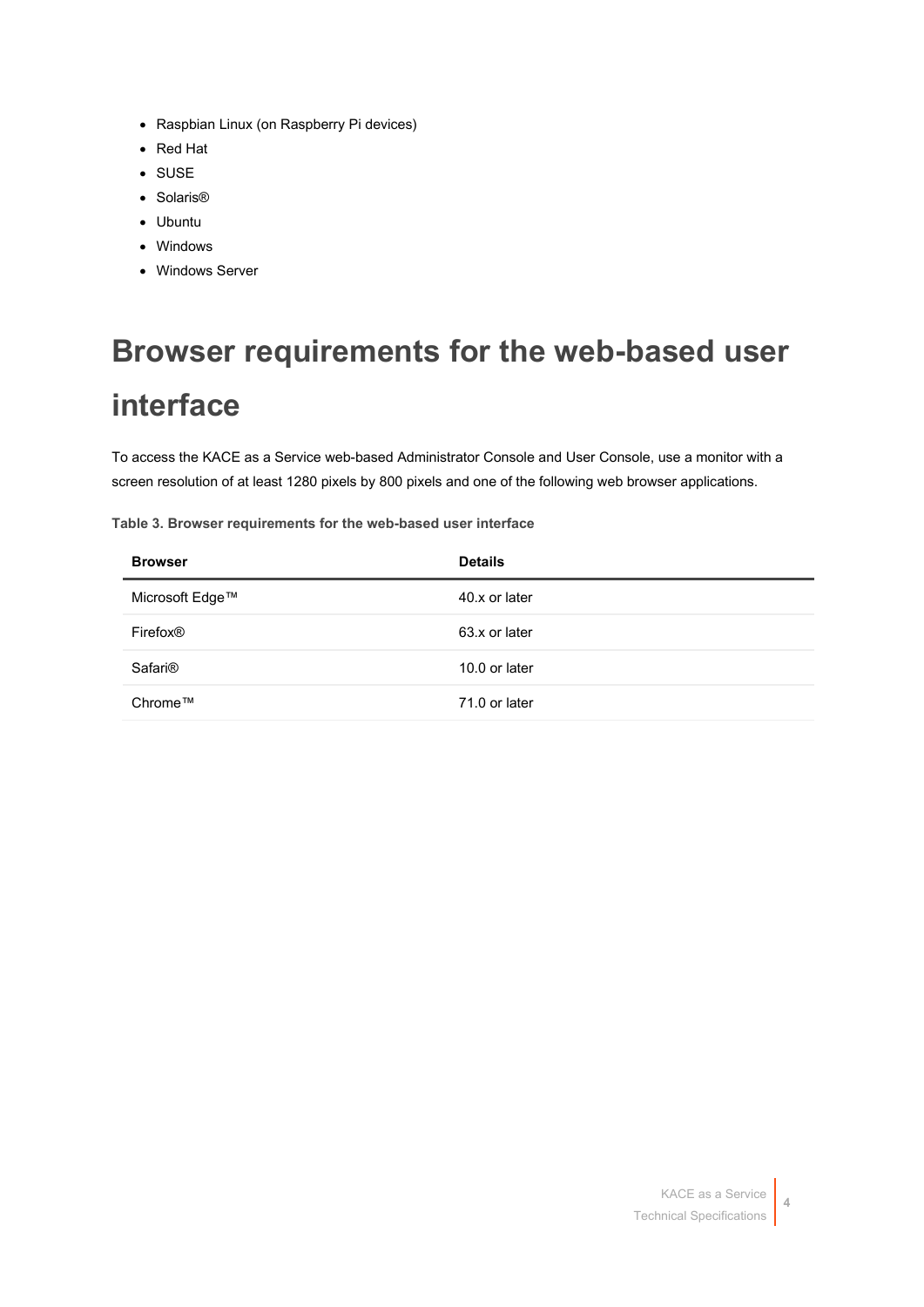- Raspbian Linux (on Raspberry Pi devices)
- Red Hat
- SUSE
- Solaris®
- Ubuntu
- Windows
- Windows Server

# Browser requirements for the web-based user interface

To access the KACE as a Service web-based Administrator Console and User Console, use a monitor with a screen resolution of at least 1280 pixels by 800 pixels and one of the following web browser applications.

**Table 3. Browser requirements for the web-based user interface**

| Browser | Details |
|---|---|
| Microsoft Edge™ | 40.x or later |
| Firefox® | 63.x or later |
| Safari® | 10.0 or later |
| Chrome™ | 71.0 or later |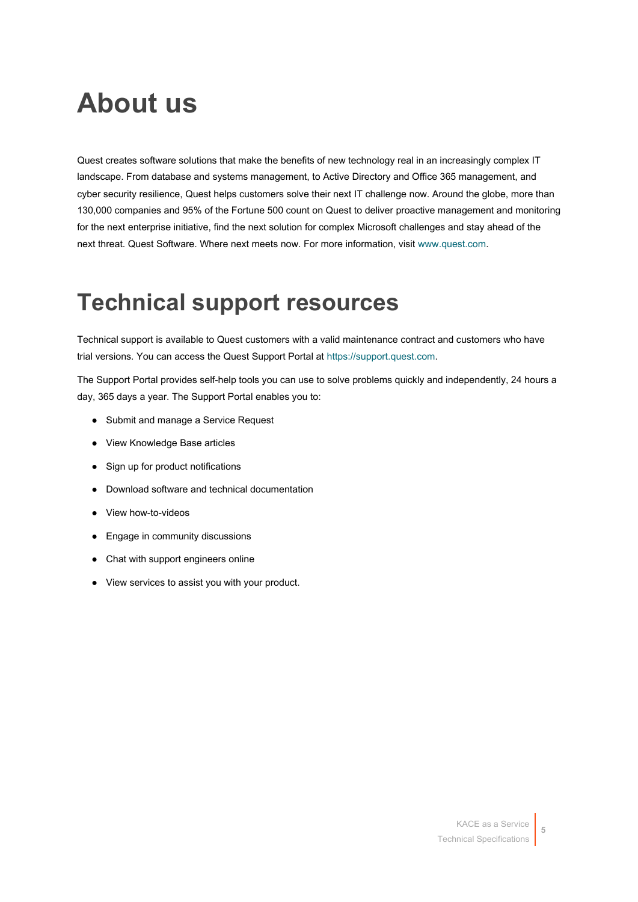# About us

Quest creates software solutions that make the benefits of new technology real in an increasingly complex IT landscape. From database and systems management, to Active Directory and Office 365 management, and cyber security resilience, Quest helps customers solve their next IT challenge now. Around the globe, more than 130,000 companies and 95% of the Fortune 500 count on Quest to deliver proactive management and monitoring for the next enterprise initiative, find the next solution for complex Microsoft challenges and stay ahead of the next threat. Quest Software. Where next meets now. For more information, visit www.quest.com.

# Technical support resources

Technical support is available to Quest customers with a valid maintenance contract and customers who have trial versions. You can access the Quest Support Portal at https://support.quest.com.

The Support Portal provides self-help tools you can use to solve problems quickly and independently, 24 hours a day, 365 days a year. The Support Portal enables you to:

- Submit and manage a Service Request
- View Knowledge Base articles
- Sign up for product notifications
- Download software and technical documentation
- View how-to-videos
- Engage in community discussions
- Chat with support engineers online
- View services to assist you with your product.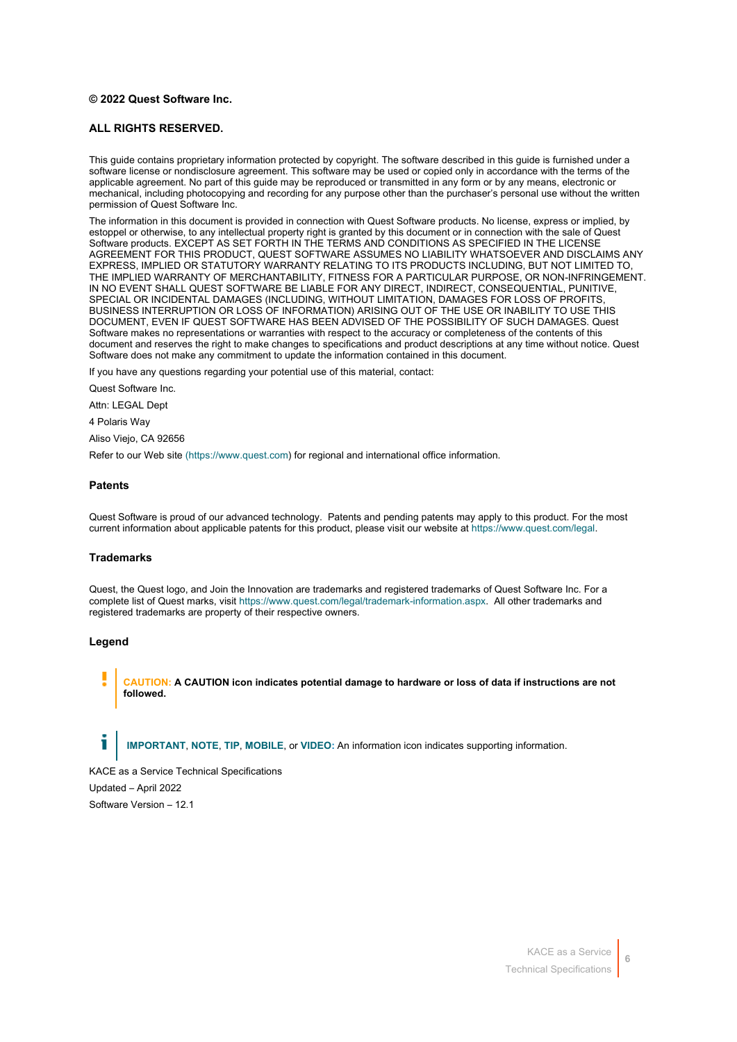**© 2022 Quest Software Inc.**

**ALL RIGHTS RESERVED.**

This guide contains proprietary information protected by copyright. The software described in this guide is furnished under a software license or nondisclosure agreement. This software may be used or copied only in accordance with the terms of the applicable agreement. No part of this guide may be reproduced or transmitted in any form or by any means, electronic or mechanical, including photocopying and recording for any purpose other than the purchaser's personal use without the written permission of Quest Software Inc.

The information in this document is provided in connection with Quest Software products. No license, express or implied, by estoppel or otherwise, to any intellectual property right is granted by this document or in connection with the sale of Quest Software products. EXCEPT AS SET FORTH IN THE TERMS AND CONDITIONS AS SPECIFIED IN THE LICENSE AGREEMENT FOR THIS PRODUCT, QUEST SOFTWARE ASSUMES NO LIABILITY WHATSOEVER AND DISCLAIMS ANY EXPRESS, IMPLIED OR STATUTORY WARRANTY RELATING TO ITS PRODUCTS INCLUDING, BUT NOT LIMITED TO, THE IMPLIED WARRANTY OF MERCHANTABILITY, FITNESS FOR A PARTICULAR PURPOSE, OR NON-INFRINGEMENT. IN NO EVENT SHALL QUEST SOFTWARE BE LIABLE FOR ANY DIRECT, INDIRECT, CONSEQUENTIAL, PUNITIVE, SPECIAL OR INCIDENTAL DAMAGES (INCLUDING, WITHOUT LIMITATION, DAMAGES FOR LOSS OF PROFITS, BUSINESS INTERRUPTION OR LOSS OF INFORMATION) ARISING OUT OF THE USE OR INABILITY TO USE THIS DOCUMENT, EVEN IF QUEST SOFTWARE HAS BEEN ADVISED OF THE POSSIBILITY OF SUCH DAMAGES. Quest Software makes no representations or warranties with respect to the accuracy or completeness of the contents of this document and reserves the right to make changes to specifications and product descriptions at any time without notice. Quest Software does not make any commitment to update the information contained in this document.

If you have any questions regarding your potential use of this material, contact:

Quest Software Inc.

Attn: LEGAL Dept

4 Polaris Way

Aliso Viejo, CA 92656

Refer to our Web site (https://www.quest.com) for regional and international office information.

### Patents

Quest Software is proud of our advanced technology. Patents and pending patents may apply to this product. For the most current information about applicable patents for this product, please visit our website at https://www.quest.com/legal.

### Trademarks

Quest, the Quest logo, and Join the Innovation are trademarks and registered trademarks of Quest Software Inc. For a complete list of Quest marks, visit https://www.quest.com/legal/trademark-information.aspx. All other trademarks and registered trademarks are property of their respective owners.

### Legend

**CAUTION: A CAUTION icon indicates potential damage to hardware or loss of data if instructions are not followed.**

**IMPORTANT**, **NOTE**, **TIP**, **MOBILE**, or **VIDEO:** An information icon indicates supporting information.

KACE as a Service Technical Specifications

Updated – April 2022

Software Version – 12.1